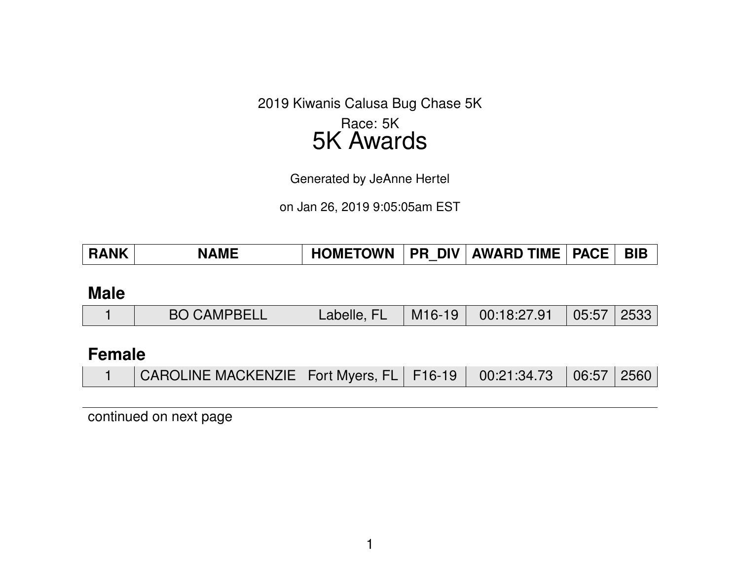2019 Kiwanis Calusa Bug Chase 5K

Race: 5K

# 5K Awards

Generated by JeAnne Hertel

on Jan 26, 2019 9:05:05am EST

| RANK | NAME | HOMETOWN | PR_DIV | AWARD TIME | PACE | BIB |
|---|---|---|---|---|---|---|

## Male

| RANK | NAME | HOMETOWN | PR_DIV | AWARD TIME | PACE | BIB |
|---|---|---|---|---|---|---|
| 1 | BO CAMPBELL | Labelle, FL | M16-19 | 00:18:27.91 | 05:57 | 2533 |

## Female

| RANK | NAME | HOMETOWN | PR_DIV | AWARD TIME | PACE | BIB |
|---|---|---|---|---|---|---|
| 1 | CAROLINE MACKENZIE | Fort Myers, FL | F16-19 | 00:21:34.73 | 06:57 | 2560 |

continued on next page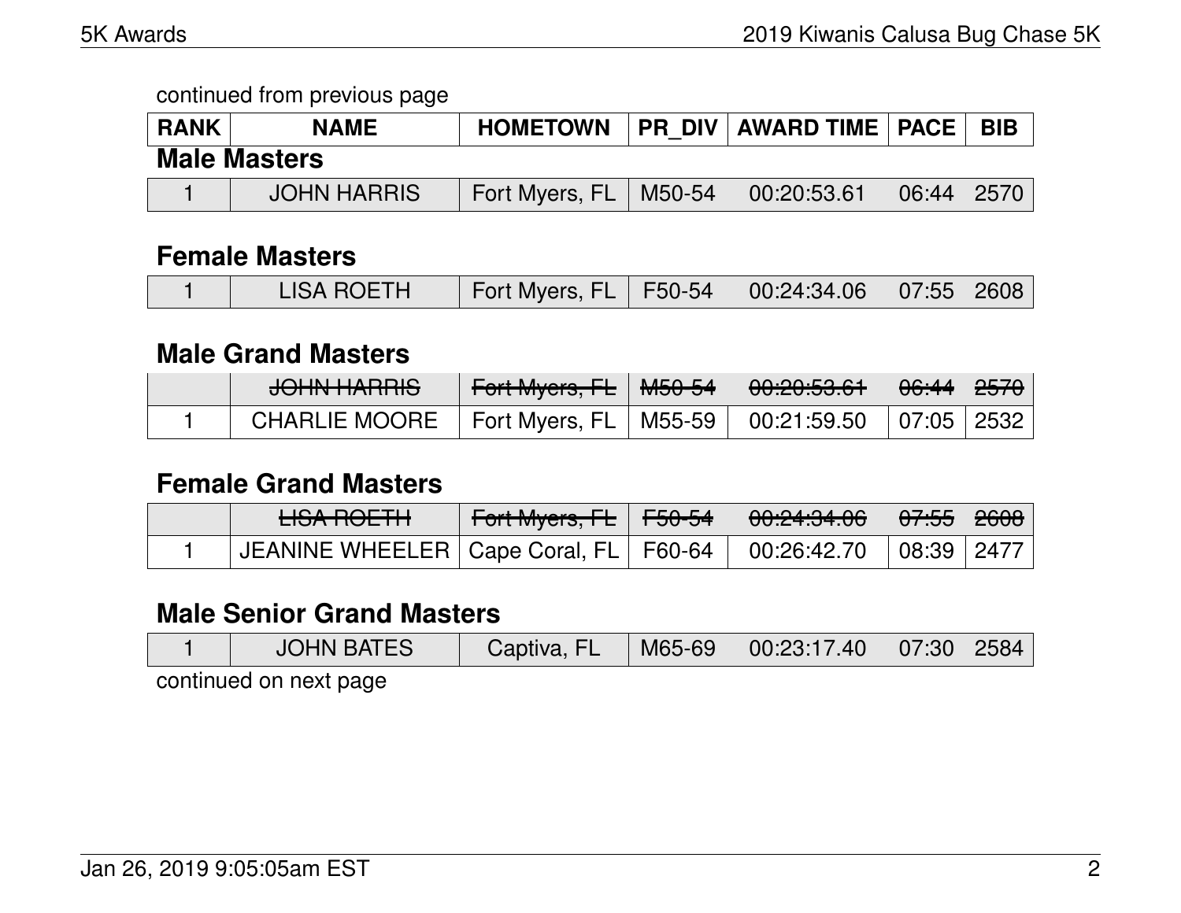continued from previous page

| RANK | NAME | HOMETOWN | PR_DIV | AWARD TIME | PACE | BIB |
|---|---|---|---|---|---|---|

### Male Masters

| RANK | NAME | HOMETOWN | PR_DIV | AWARD TIME | PACE | BIB |
|---|---|---|---|---|---|---|
| 1 | JOHN HARRIS | Fort Myers, FL | M50-54 | 00:20:53.61 | 06:44 | 2570 |

### Female Masters

| RANK | NAME | HOMETOWN | PR_DIV | AWARD TIME | PACE | BIB |
|---|---|---|---|---|---|---|
| 1 | LISA ROETH | Fort Myers, FL | F50-54 | 00:24:34.06 | 07:55 | 2608 |

### Male Grand Masters

| RANK | NAME | HOMETOWN | PR_DIV | AWARD TIME | PACE | BIB |
|---|---|---|---|---|---|---|
| | ~~JOHN HARRIS~~ | ~~Fort Myers, FL~~ | ~~M50-54~~ | ~~00:20:53.61~~ | ~~06:44~~ | ~~2570~~ |
| 1 | CHARLIE MOORE | Fort Myers, FL | M55-59 | 00:21:59.50 | 07:05 | 2532 |

### Female Grand Masters

| RANK | NAME | HOMETOWN | PR_DIV | AWARD TIME | PACE | BIB |
|---|---|---|---|---|---|---|
| | ~~LISA ROETH~~ | ~~Fort Myers, FL~~ | ~~F50-54~~ | ~~00:24:34.06~~ | ~~07:55~~ | ~~2608~~ |
| 1 | JEANINE WHEELER | Cape Coral, FL | F60-64 | 00:26:42.70 | 08:39 | 2477 |

### Male Senior Grand Masters

| RANK | NAME | HOMETOWN | PR_DIV | AWARD TIME | PACE | BIB |
|---|---|---|---|---|---|---|
| 1 | JOHN BATES | Captiva, FL | M65-69 | 00:23:17.40 | 07:30 | 2584 |

continued on next page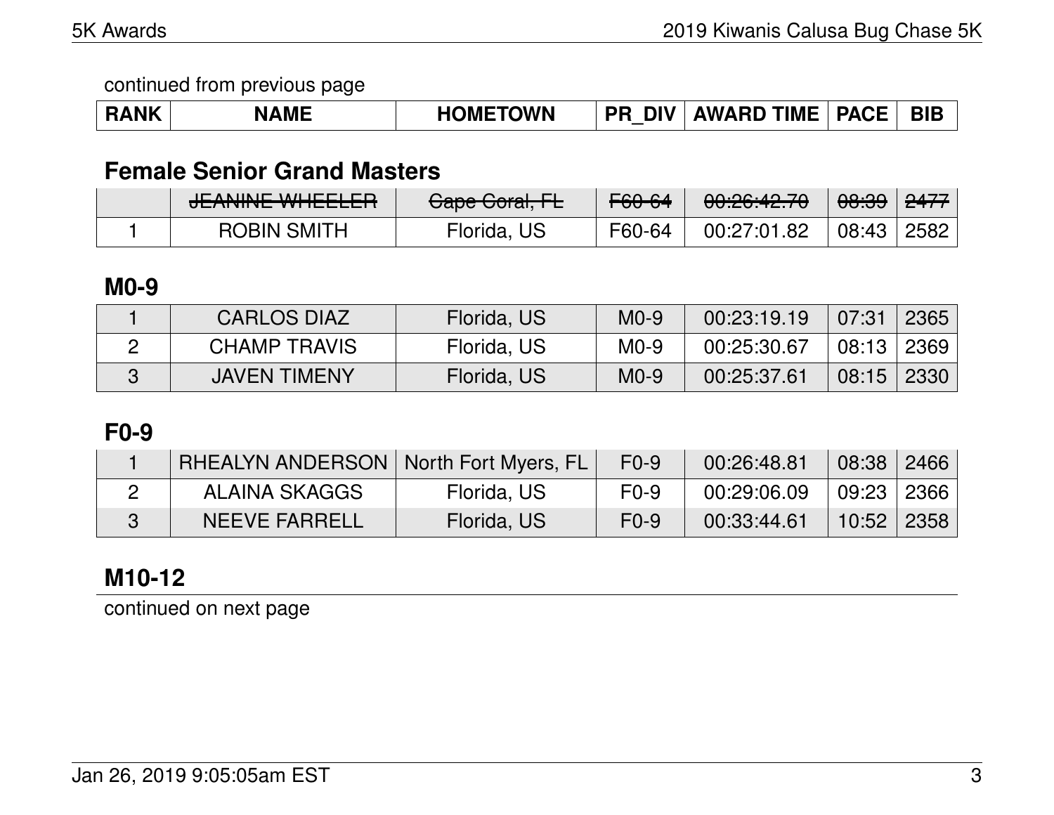continued from previous page

| RANK | NAME | HOMETOWN | PR_DIV | AWARD TIME | PACE | BIB |
|---|---|---|---|---|---|---|

## Female Senior Grand Masters

| RANK | NAME | HOMETOWN | PR_DIV | AWARD TIME | PACE | BIB |
|---|---|---|---|---|---|---|
| | ~~JEANINE WHEELER~~ | ~~Cape Coral, FL~~ | ~~F60-64~~ | ~~00:26:42.70~~ | ~~08:39~~ | ~~2477~~ |
| 1 | ROBIN SMITH | Florida, US | F60-64 | 00:27:01.82 | 08:43 | 2582 |

## M0-9

| RANK | NAME | HOMETOWN | PR_DIV | AWARD TIME | PACE | BIB |
|---|---|---|---|---|---|---|
| 1 | CARLOS DIAZ | Florida, US | M0-9 | 00:23:19.19 | 07:31 | 2365 |
| 2 | CHAMP TRAVIS | Florida, US | M0-9 | 00:25:30.67 | 08:13 | 2369 |
| 3 | JAVEN TIMENY | Florida, US | M0-9 | 00:25:37.61 | 08:15 | 2330 |

## F0-9

| RANK | NAME | HOMETOWN | PR_DIV | AWARD TIME | PACE | BIB |
|---|---|---|---|---|---|---|
| 1 | RHEALYN ANDERSON | North Fort Myers, FL | F0-9 | 00:26:48.81 | 08:38 | 2466 |
| 2 | ALAINA SKAGGS | Florida, US | F0-9 | 00:29:06.09 | 09:23 | 2366 |
| 3 | NEEVE FARRELL | Florida, US | F0-9 | 00:33:44.61 | 10:52 | 2358 |

## M10-12

continued on next page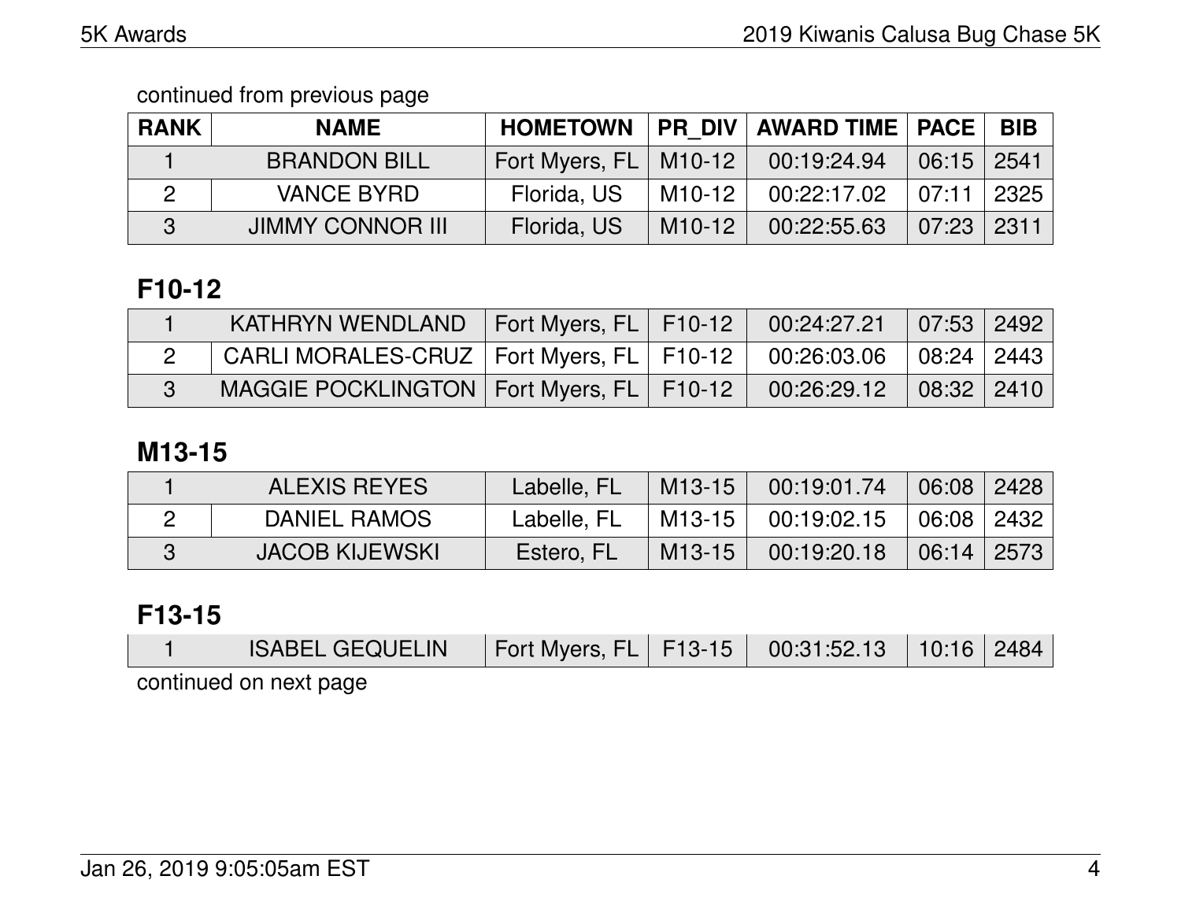continued from previous page

| RANK | NAME | HOMETOWN | PR_DIV | AWARD TIME | PACE | BIB |
|---|---|---|---|---|---|---|
| 1 | BRANDON BILL | Fort Myers, FL | M10-12 | 00:19:24.94 | 06:15 | 2541 |
| 2 | VANCE BYRD | Florida, US | M10-12 | 00:22:17.02 | 07:11 | 2325 |
| 3 | JIMMY CONNOR III | Florida, US | M10-12 | 00:22:55.63 | 07:23 | 2311 |

## F10-12

| RANK | NAME | HOMETOWN | PR_DIV | AWARD TIME | PACE | BIB |
|---|---|---|---|---|---|---|
| 1 | KATHRYN WENDLAND | Fort Myers, FL | F10-12 | 00:24:27.21 | 07:53 | 2492 |
| 2 | CARLI MORALES-CRUZ | Fort Myers, FL | F10-12 | 00:26:03.06 | 08:24 | 2443 |
| 3 | MAGGIE POCKLINGTON | Fort Myers, FL | F10-12 | 00:26:29.12 | 08:32 | 2410 |

## M13-15

| RANK | NAME | HOMETOWN | PR_DIV | AWARD TIME | PACE | BIB |
|---|---|---|---|---|---|---|
| 1 | ALEXIS REYES | Labelle, FL | M13-15 | 00:19:01.74 | 06:08 | 2428 |
| 2 | DANIEL RAMOS | Labelle, FL | M13-15 | 00:19:02.15 | 06:08 | 2432 |
| 3 | JACOB KIJEWSKI | Estero, FL | M13-15 | 00:19:20.18 | 06:14 | 2573 |

## F13-15

| RANK | NAME | HOMETOWN | PR_DIV | AWARD TIME | PACE | BIB |
|---|---|---|---|---|---|---|
| 1 | ISABEL GEQUELIN | Fort Myers, FL | F13-15 | 00:31:52.13 | 10:16 | 2484 |

continued on next page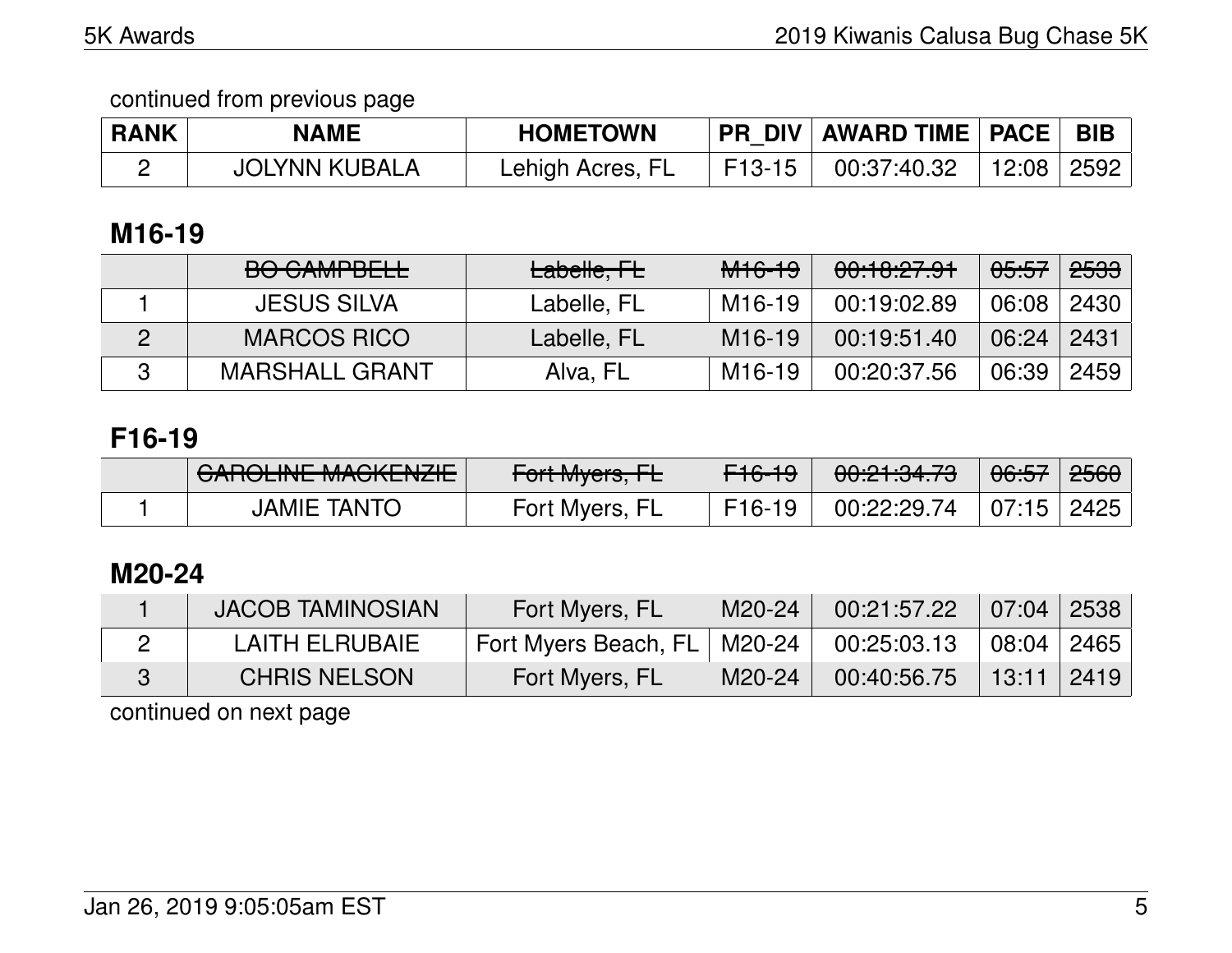continued from previous page

| RANK | NAME | HOMETOWN | PR_DIV | AWARD TIME | PACE | BIB |
|---|---|---|---|---|---|---|
| 2 | JOLYNN KUBALA | Lehigh Acres, FL | F13-15 | 00:37:40.32 | 12:08 | 2592 |

## M16-19

| RANK | NAME | HOMETOWN | PR_DIV | AWARD TIME | PACE | BIB |
|---|---|---|---|---|---|---|
| | ~~BO CAMPBELL~~ | ~~Labelle, FL~~ | ~~M16-19~~ | ~~00:18:27.91~~ | ~~05:57~~ | ~~2533~~ |
| 1 | JESUS SILVA | Labelle, FL | M16-19 | 00:19:02.89 | 06:08 | 2430 |
| 2 | MARCOS RICO | Labelle, FL | M16-19 | 00:19:51.40 | 06:24 | 2431 |
| 3 | MARSHALL GRANT | Alva, FL | M16-19 | 00:20:37.56 | 06:39 | 2459 |

## F16-19

| RANK | NAME | HOMETOWN | PR_DIV | AWARD TIME | PACE | BIB |
|---|---|---|---|---|---|---|
| | ~~CAROLINE MACKENZIE~~ | ~~Fort Myers, FL~~ | ~~F16-19~~ | ~~00:21:34.73~~ | ~~06:57~~ | ~~2560~~ |
| 1 | JAMIE TANTO | Fort Myers, FL | F16-19 | 00:22:29.74 | 07:15 | 2425 |

## M20-24

| RANK | NAME | HOMETOWN | PR_DIV | AWARD TIME | PACE | BIB |
|---|---|---|---|---|---|---|
| 1 | JACOB TAMINOSIAN | Fort Myers, FL | M20-24 | 00:21:57.22 | 07:04 | 2538 |
| 2 | LAITH ELRUBAIE | Fort Myers Beach, FL | M20-24 | 00:25:03.13 | 08:04 | 2465 |
| 3 | CHRIS NELSON | Fort Myers, FL | M20-24 | 00:40:56.75 | 13:11 | 2419 |

continued on next page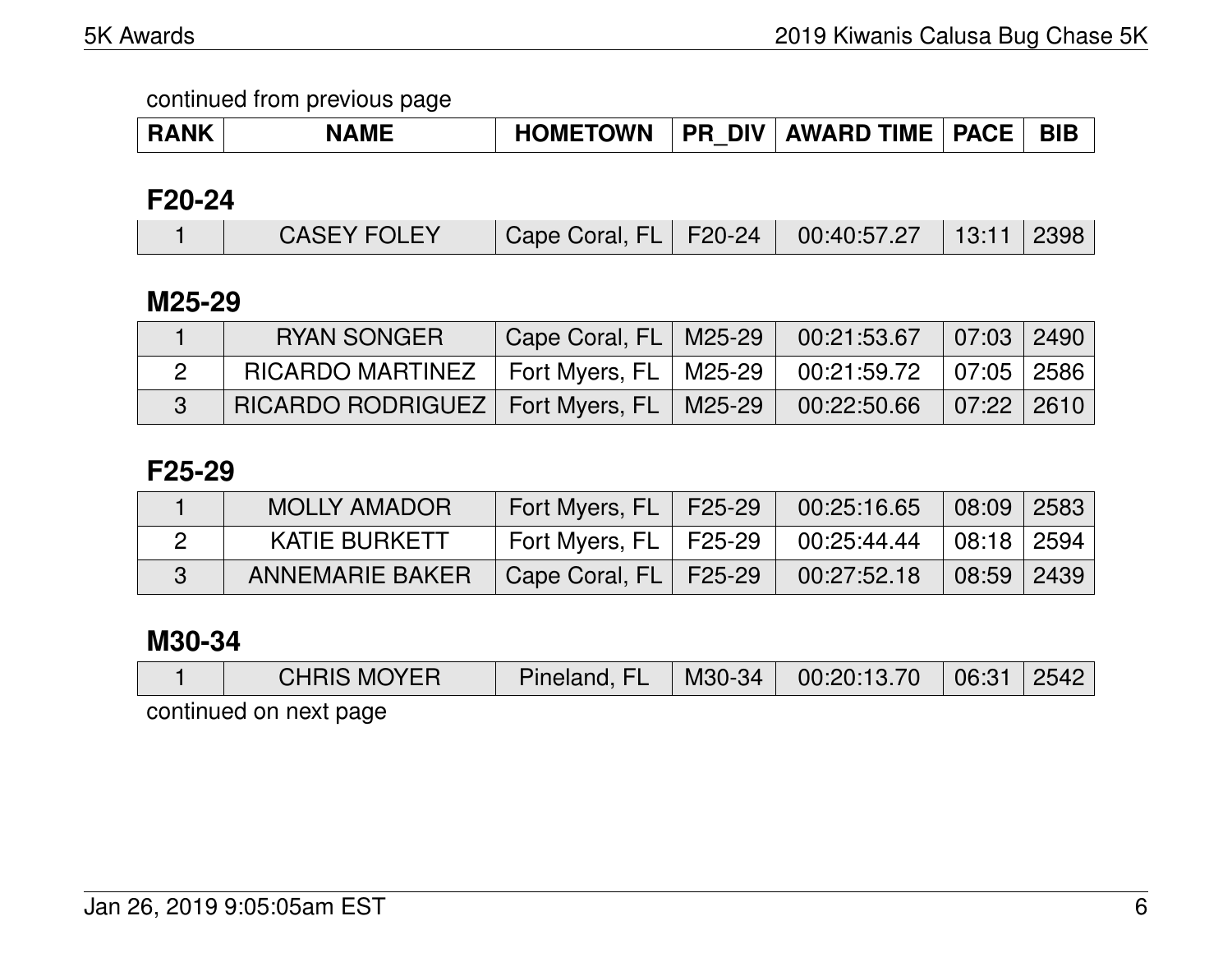continued from previous page

| RANK | NAME | HOMETOWN | PR_DIV | AWARD TIME | PACE | BIB |
|---|---|---|---|---|---|---|

## F20-24

| RANK | NAME | HOMETOWN | PR_DIV | AWARD TIME | PACE | BIB |
|---|---|---|---|---|---|---|
| 1 | CASEY FOLEY | Cape Coral, FL | F20-24 | 00:40:57.27 | 13:11 | 2398 |

## M25-29

| RANK | NAME | HOMETOWN | PR_DIV | AWARD TIME | PACE | BIB |
|---|---|---|---|---|---|---|
| 1 | RYAN SONGER | Cape Coral, FL | M25-29 | 00:21:53.67 | 07:03 | 2490 |
| 2 | RICARDO MARTINEZ | Fort Myers, FL | M25-29 | 00:21:59.72 | 07:05 | 2586 |
| 3 | RICARDO RODRIGUEZ | Fort Myers, FL | M25-29 | 00:22:50.66 | 07:22 | 2610 |

## F25-29

| RANK | NAME | HOMETOWN | PR_DIV | AWARD TIME | PACE | BIB |
|---|---|---|---|---|---|---|
| 1 | MOLLY AMADOR | Fort Myers, FL | F25-29 | 00:25:16.65 | 08:09 | 2583 |
| 2 | KATIE BURKETT | Fort Myers, FL | F25-29 | 00:25:44.44 | 08:18 | 2594 |
| 3 | ANNEMARIE BAKER | Cape Coral, FL | F25-29 | 00:27:52.18 | 08:59 | 2439 |

## M30-34

| RANK | NAME | HOMETOWN | PR_DIV | AWARD TIME | PACE | BIB |
|---|---|---|---|---|---|---|
| 1 | CHRIS MOYER | Pineland, FL | M30-34 | 00:20:13.70 | 06:31 | 2542 |

continued on next page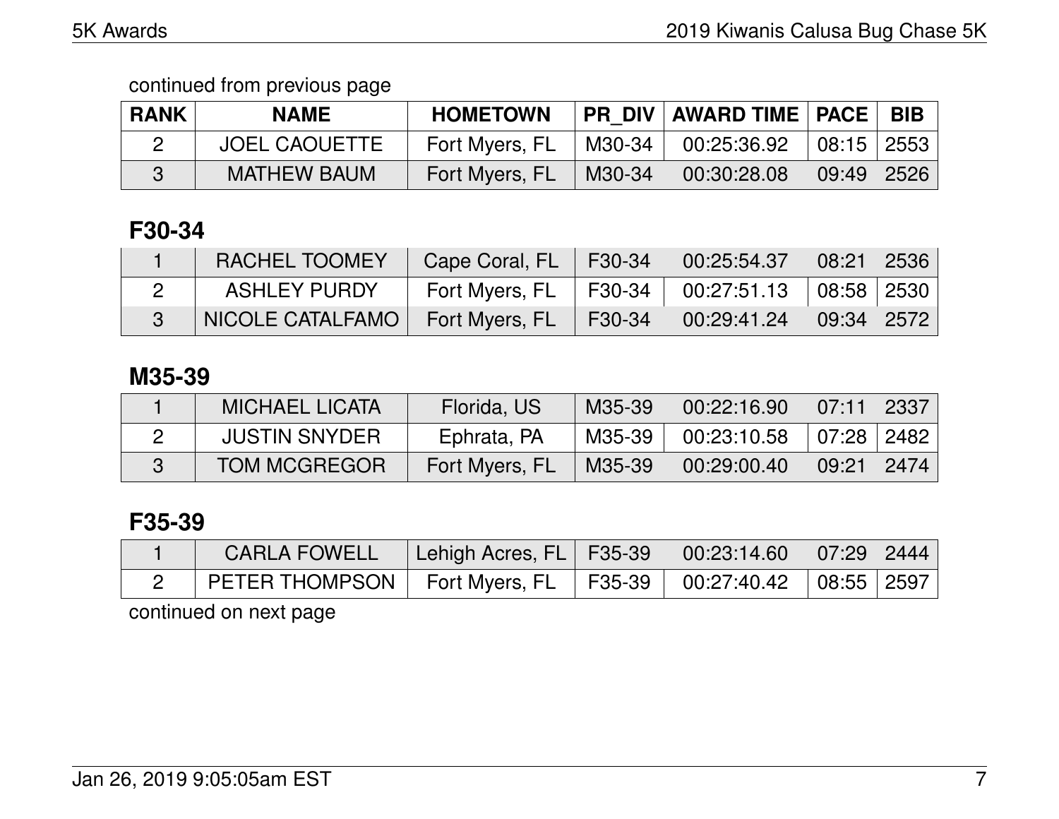continued from previous page

| RANK | NAME | HOMETOWN | PR_DIV | AWARD TIME | PACE | BIB |
|---|---|---|---|---|---|---|
| 2 | JOEL CAOUETTE | Fort Myers, FL | M30-34 | 00:25:36.92 | 08:15 | 2553 |
| 3 | MATHEW BAUM | Fort Myers, FL | M30-34 | 00:30:28.08 | 09:49 | 2526 |

## F30-34

| RANK | NAME | HOMETOWN | PR_DIV | AWARD TIME | PACE | BIB |
|---|---|---|---|---|---|---|
| 1 | RACHEL TOOMEY | Cape Coral, FL | F30-34 | 00:25:54.37 | 08:21 | 2536 |
| 2 | ASHLEY PURDY | Fort Myers, FL | F30-34 | 00:27:51.13 | 08:58 | 2530 |
| 3 | NICOLE CATALFAMO | Fort Myers, FL | F30-34 | 00:29:41.24 | 09:34 | 2572 |

## M35-39

| RANK | NAME | HOMETOWN | PR_DIV | AWARD TIME | PACE | BIB |
|---|---|---|---|---|---|---|
| 1 | MICHAEL LICATA | Florida, US | M35-39 | 00:22:16.90 | 07:11 | 2337 |
| 2 | JUSTIN SNYDER | Ephrata, PA | M35-39 | 00:23:10.58 | 07:28 | 2482 |
| 3 | TOM MCGREGOR | Fort Myers, FL | M35-39 | 00:29:00.40 | 09:21 | 2474 |

## F35-39

| RANK | NAME | HOMETOWN | PR_DIV | AWARD TIME | PACE | BIB |
|---|---|---|---|---|---|---|
| 1 | CARLA FOWELL | Lehigh Acres, FL | F35-39 | 00:23:14.60 | 07:29 | 2444 |
| 2 | PETER THOMPSON | Fort Myers, FL | F35-39 | 00:27:40.42 | 08:55 | 2597 |

continued on next page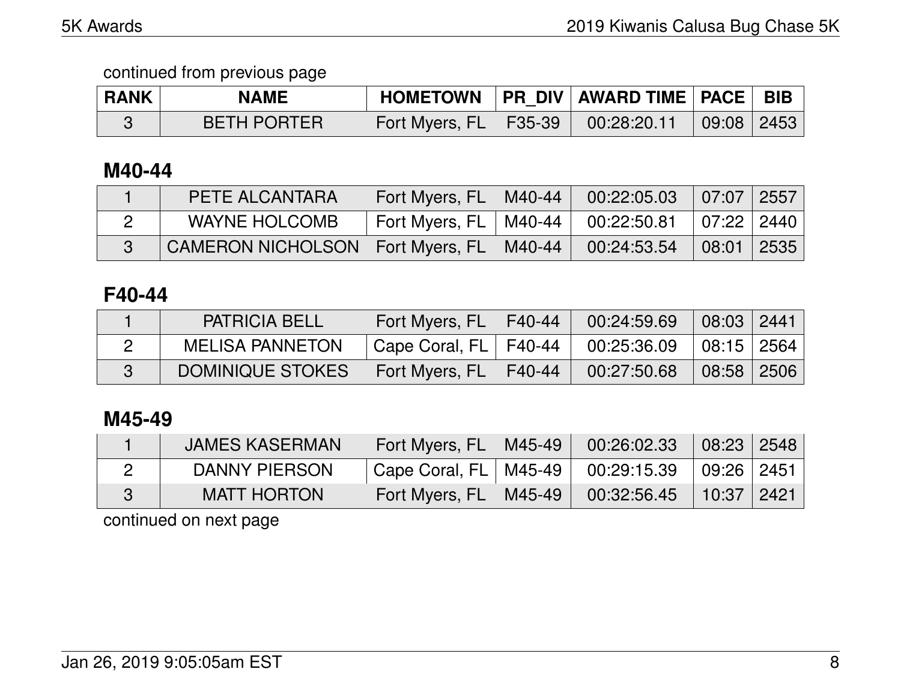continued from previous page

| RANK | NAME | HOMETOWN | PR_DIV | AWARD TIME | PACE | BIB |
|---|---|---|---|---|---|---|
| 3 | BETH PORTER | Fort Myers, FL | F35-39 | 00:28:20.11 | 09:08 | 2453 |

## M40-44

| RANK | NAME | HOMETOWN | PR_DIV | AWARD TIME | PACE | BIB |
|---|---|---|---|---|---|---|
| 1 | PETE ALCANTARA | Fort Myers, FL | M40-44 | 00:22:05.03 | 07:07 | 2557 |
| 2 | WAYNE HOLCOMB | Fort Myers, FL | M40-44 | 00:22:50.81 | 07:22 | 2440 |
| 3 | CAMERON NICHOLSON | Fort Myers, FL | M40-44 | 00:24:53.54 | 08:01 | 2535 |

## F40-44

| RANK | NAME | HOMETOWN | PR_DIV | AWARD TIME | PACE | BIB |
|---|---|---|---|---|---|---|
| 1 | PATRICIA BELL | Fort Myers, FL | F40-44 | 00:24:59.69 | 08:03 | 2441 |
| 2 | MELISA PANNETON | Cape Coral, FL | F40-44 | 00:25:36.09 | 08:15 | 2564 |
| 3 | DOMINIQUE STOKES | Fort Myers, FL | F40-44 | 00:27:50.68 | 08:58 | 2506 |

## M45-49

| RANK | NAME | HOMETOWN | PR_DIV | AWARD TIME | PACE | BIB |
|---|---|---|---|---|---|---|
| 1 | JAMES KASERMAN | Fort Myers, FL | M45-49 | 00:26:02.33 | 08:23 | 2548 |
| 2 | DANNY PIERSON | Cape Coral, FL | M45-49 | 00:29:15.39 | 09:26 | 2451 |
| 3 | MATT HORTON | Fort Myers, FL | M45-49 | 00:32:56.45 | 10:37 | 2421 |

continued on next page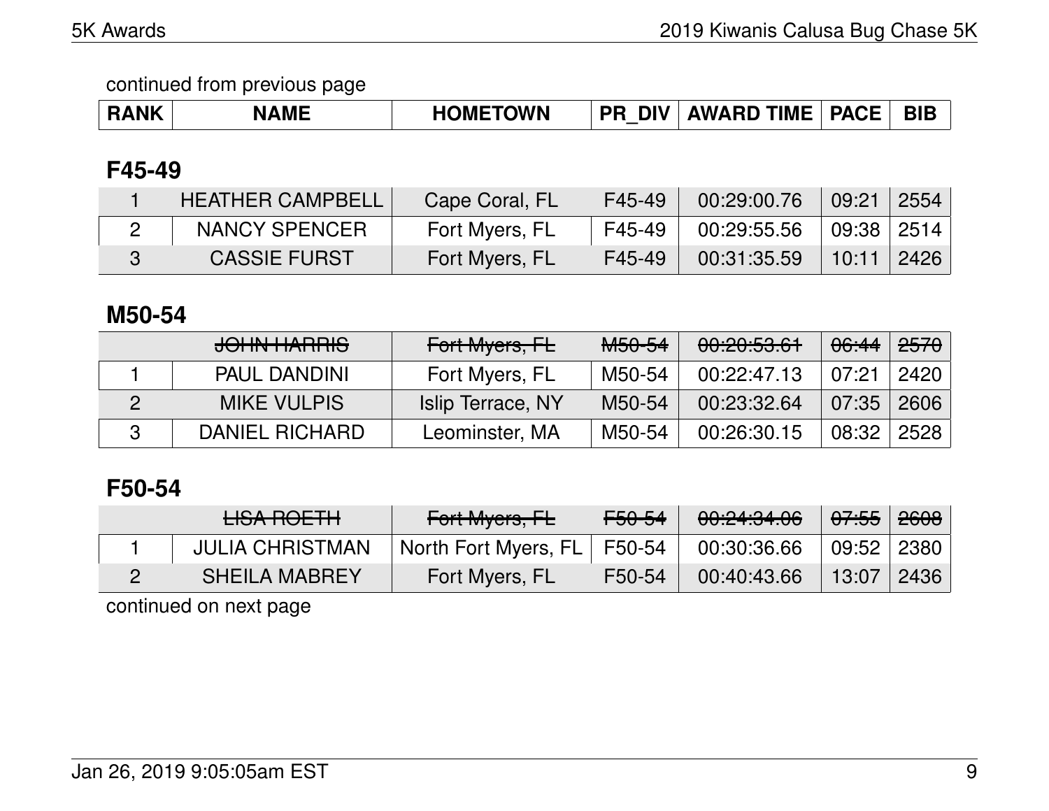continued from previous page

| RANK | NAME | HOMETOWN | PR_DIV | AWARD TIME | PACE | BIB |
|---|---|---|---|---|---|---|

## F45-49

| RANK | NAME | HOMETOWN | PR_DIV | AWARD TIME | PACE | BIB |
|---|---|---|---|---|---|---|
| 1 | HEATHER CAMPBELL | Cape Coral, FL | F45-49 | 00:29:00.76 | 09:21 | 2554 |
| 2 | NANCY SPENCER | Fort Myers, FL | F45-49 | 00:29:55.56 | 09:38 | 2514 |
| 3 | CASSIE FURST | Fort Myers, FL | F45-49 | 00:31:35.59 | 10:11 | 2426 |

## M50-54

| RANK | NAME | HOMETOWN | PR_DIV | AWARD TIME | PACE | BIB |
|---|---|---|---|---|---|---|
| | ~~JOHN HARRIS~~ | ~~Fort Myers, FL~~ | ~~M50-54~~ | ~~00:20:53.61~~ | ~~06:44~~ | ~~2570~~ |
| 1 | PAUL DANDINI | Fort Myers, FL | M50-54 | 00:22:47.13 | 07:21 | 2420 |
| 2 | MIKE VULPIS | Islip Terrace, NY | M50-54 | 00:23:32.64 | 07:35 | 2606 |
| 3 | DANIEL RICHARD | Leominster, MA | M50-54 | 00:26:30.15 | 08:32 | 2528 |

## F50-54

| RANK | NAME | HOMETOWN | PR_DIV | AWARD TIME | PACE | BIB |
|---|---|---|---|---|---|---|
| | ~~LISA ROETH~~ | ~~Fort Myers, FL~~ | ~~F50-54~~ | ~~00:24:34.06~~ | ~~07:55~~ | ~~2608~~ |
| 1 | JULIA CHRISTMAN | North Fort Myers, FL | F50-54 | 00:30:36.66 | 09:52 | 2380 |
| 2 | SHEILA MABREY | Fort Myers, FL | F50-54 | 00:40:43.66 | 13:07 | 2436 |

continued on next page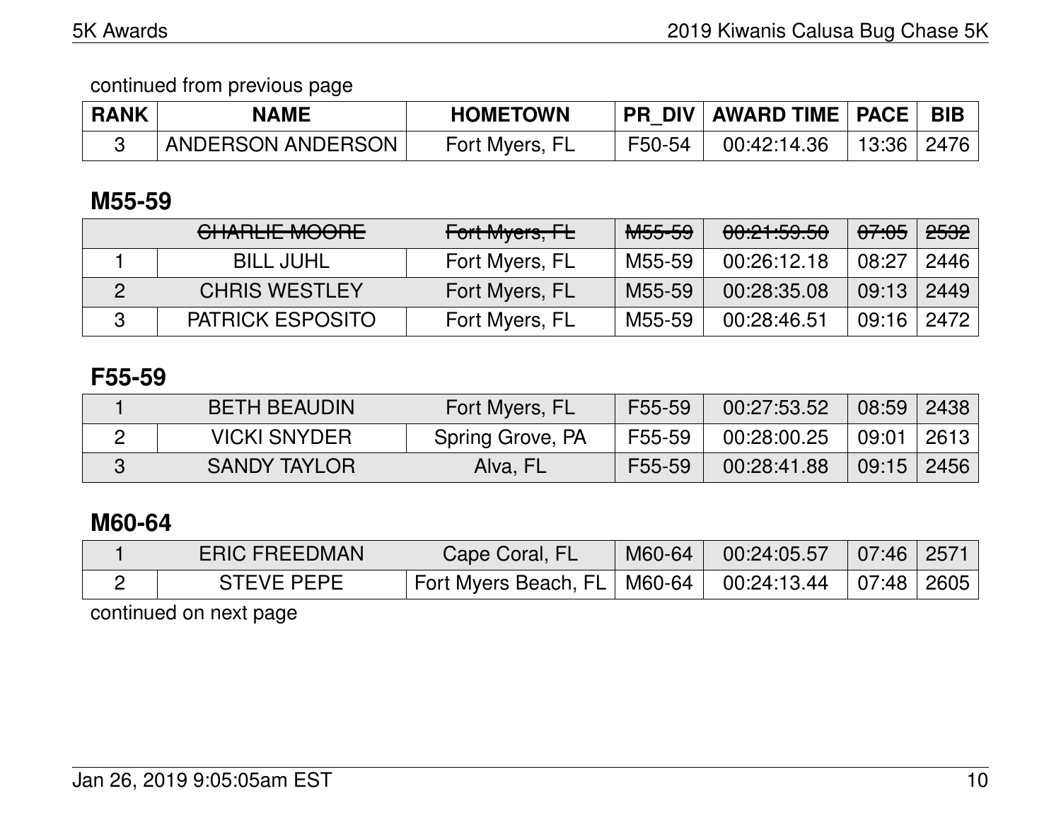continued from previous page

| RANK | NAME | HOMETOWN | PR_DIV | AWARD TIME | PACE | BIB |
|---|---|---|---|---|---|---|
| 3 | ANDERSON ANDERSON | Fort Myers, FL | F50-54 | 00:42:14.36 | 13:36 | 2476 |

## M55-59

| RANK | NAME | HOMETOWN | PR_DIV | AWARD TIME | PACE | BIB |
|---|---|---|---|---|---|---|
| | ~~CHARLIE MOORE~~ | ~~Fort Myers, FL~~ | ~~M55-59~~ | ~~00:21:59.50~~ | ~~07:05~~ | ~~2532~~ |
| 1 | BILL JUHL | Fort Myers, FL | M55-59 | 00:26:12.18 | 08:27 | 2446 |
| 2 | CHRIS WESTLEY | Fort Myers, FL | M55-59 | 00:28:35.08 | 09:13 | 2449 |
| 3 | PATRICK ESPOSITO | Fort Myers, FL | M55-59 | 00:28:46.51 | 09:16 | 2472 |

## F55-59

| RANK | NAME | HOMETOWN | PR_DIV | AWARD TIME | PACE | BIB |
|---|---|---|---|---|---|---|
| 1 | BETH BEAUDIN | Fort Myers, FL | F55-59 | 00:27:53.52 | 08:59 | 2438 |
| 2 | VICKI SNYDER | Spring Grove, PA | F55-59 | 00:28:00.25 | 09:01 | 2613 |
| 3 | SANDY TAYLOR | Alva, FL | F55-59 | 00:28:41.88 | 09:15 | 2456 |

## M60-64

| RANK | NAME | HOMETOWN | PR_DIV | AWARD TIME | PACE | BIB |
|---|---|---|---|---|---|---|
| 1 | ERIC FREEDMAN | Cape Coral, FL | M60-64 | 00:24:05.57 | 07:46 | 2571 |
| 2 | STEVE PEPE | Fort Myers Beach, FL | M60-64 | 00:24:13.44 | 07:48 | 2605 |

continued on next page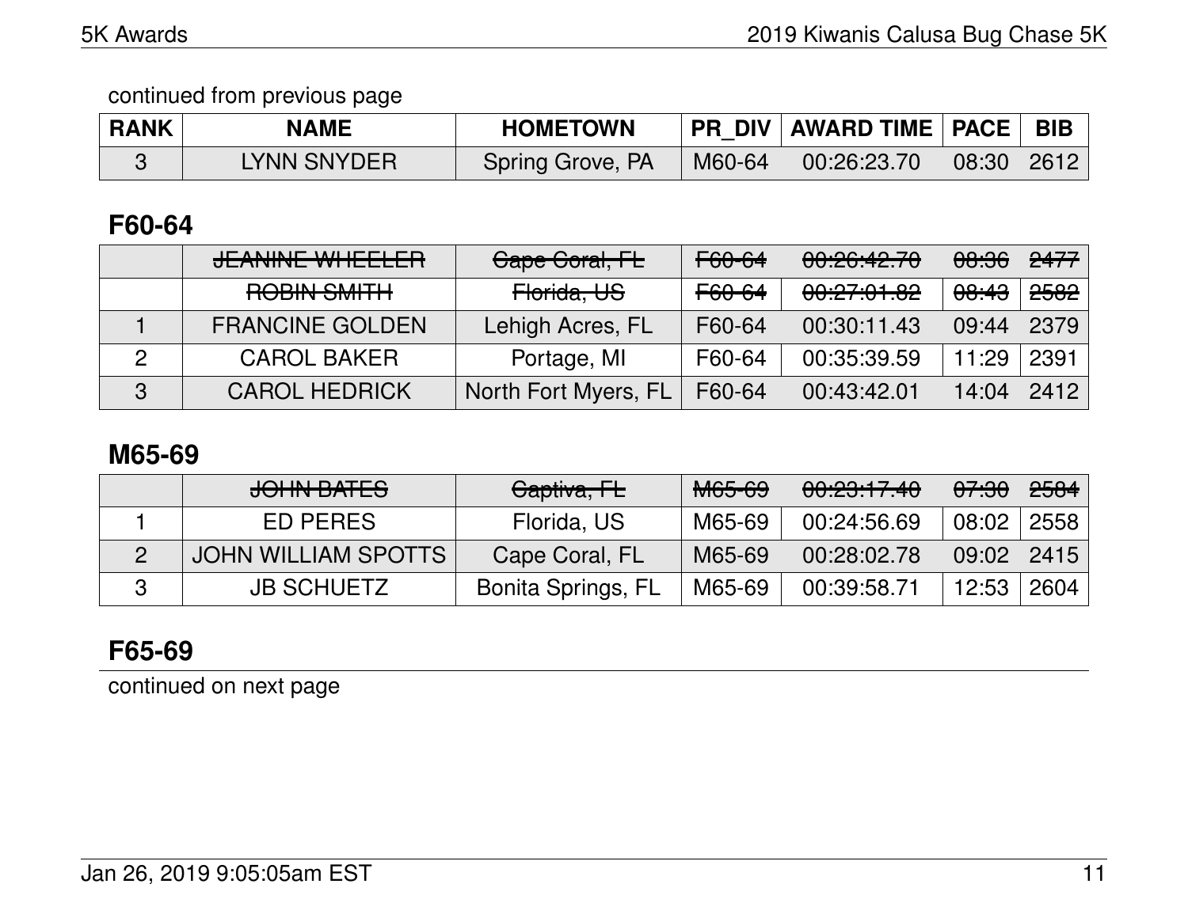continued from previous page

| RANK | NAME | HOMETOWN | PR_DIV | AWARD TIME | PACE | BIB |
|---|---|---|---|---|---|---|
| 3 | LYNN SNYDER | Spring Grove, PA | M60-64 | 00:26:23.70 | 08:30 | 2612 |

## F60-64

| RANK | NAME | HOMETOWN | PR_DIV | AWARD TIME | PACE | BIB |
|---|---|---|---|---|---|---|
| | ~~JEANINE WHEELER~~ | ~~Cape Coral, FL~~ | ~~F60-64~~ | ~~00:26:42.70~~ | ~~08:36~~ | ~~2477~~ |
| | ~~ROBIN SMITH~~ | ~~Florida, US~~ | ~~F60-64~~ | ~~00:27:01.82~~ | ~~08:43~~ | ~~2582~~ |
| 1 | FRANCINE GOLDEN | Lehigh Acres, FL | F60-64 | 00:30:11.43 | 09:44 | 2379 |
| 2 | CAROL BAKER | Portage, MI | F60-64 | 00:35:39.59 | 11:29 | 2391 |
| 3 | CAROL HEDRICK | North Fort Myers, FL | F60-64 | 00:43:42.01 | 14:04 | 2412 |

## M65-69

| RANK | NAME | HOMETOWN | PR_DIV | AWARD TIME | PACE | BIB |
|---|---|---|---|---|---|---|
| | ~~JOHN BATES~~ | ~~Captiva, FL~~ | ~~M65-69~~ | ~~00:23:17.40~~ | ~~07:30~~ | ~~2584~~ |
| 1 | ED PERES | Florida, US | M65-69 | 00:24:56.69 | 08:02 | 2558 |
| 2 | JOHN WILLIAM SPOTTS | Cape Coral, FL | M65-69 | 00:28:02.78 | 09:02 | 2415 |
| 3 | JB SCHUETZ | Bonita Springs, FL | M65-69 | 00:39:58.71 | 12:53 | 2604 |

## F65-69

continued on next page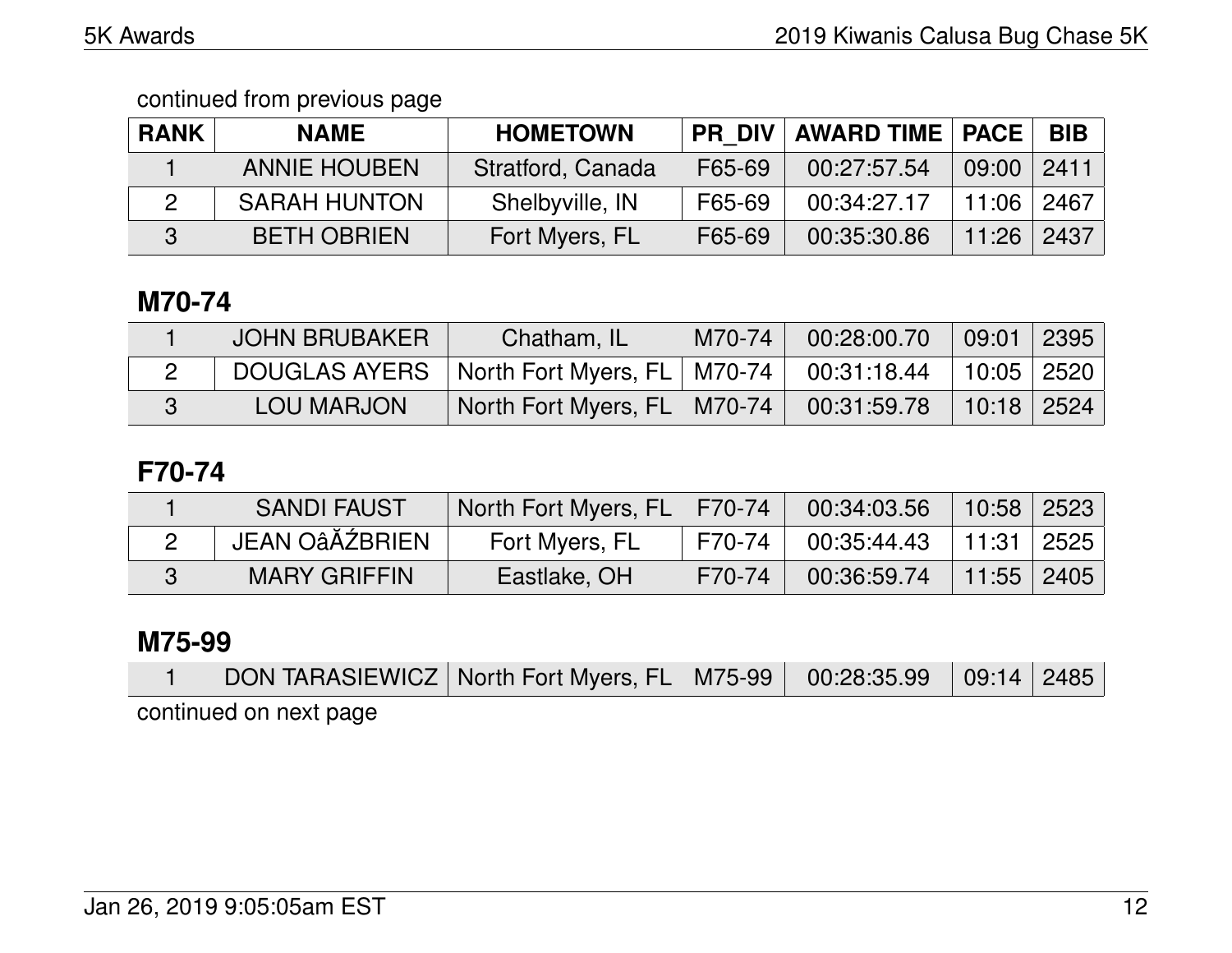continued from previous page

| RANK | NAME | HOMETOWN | PR_DIV | AWARD TIME | PACE | BIB |
|---|---|---|---|---|---|---|
| 1 | ANNIE HOUBEN | Stratford, Canada | F65-69 | 00:27:57.54 | 09:00 | 2411 |
| 2 | SARAH HUNTON | Shelbyville, IN | F65-69 | 00:34:27.17 | 11:06 | 2467 |
| 3 | BETH OBRIEN | Fort Myers, FL | F65-69 | 00:35:30.86 | 11:26 | 2437 |

## M70-74

| RANK | NAME | HOMETOWN | PR_DIV | AWARD TIME | PACE | BIB |
|---|---|---|---|---|---|---|
| 1 | JOHN BRUBAKER | Chatham, IL | M70-74 | 00:28:00.70 | 09:01 | 2395 |
| 2 | DOUGLAS AYERS | North Fort Myers, FL | M70-74 | 00:31:18.44 | 10:05 | 2520 |
| 3 | LOU MARJON | North Fort Myers, FL | M70-74 | 00:31:59.78 | 10:18 | 2524 |

## F70-74

| RANK | NAME | HOMETOWN | PR_DIV | AWARD TIME | PACE | BIB |
|---|---|---|---|---|---|---|
| 1 | SANDI FAUST | North Fort Myers, FL | F70-74 | 00:34:03.56 | 10:58 | 2523 |
| 2 | JEAN OâĂŹBRIEN | Fort Myers, FL | F70-74 | 00:35:44.43 | 11:31 | 2525 |
| 3 | MARY GRIFFIN | Eastlake, OH | F70-74 | 00:36:59.74 | 11:55 | 2405 |

## M75-99

| RANK | NAME | HOMETOWN | PR_DIV | AWARD TIME | PACE | BIB |
|---|---|---|---|---|---|---|
| 1 | DON TARASIEWICZ | North Fort Myers, FL | M75-99 | 00:28:35.99 | 09:14 | 2485 |

continued on next page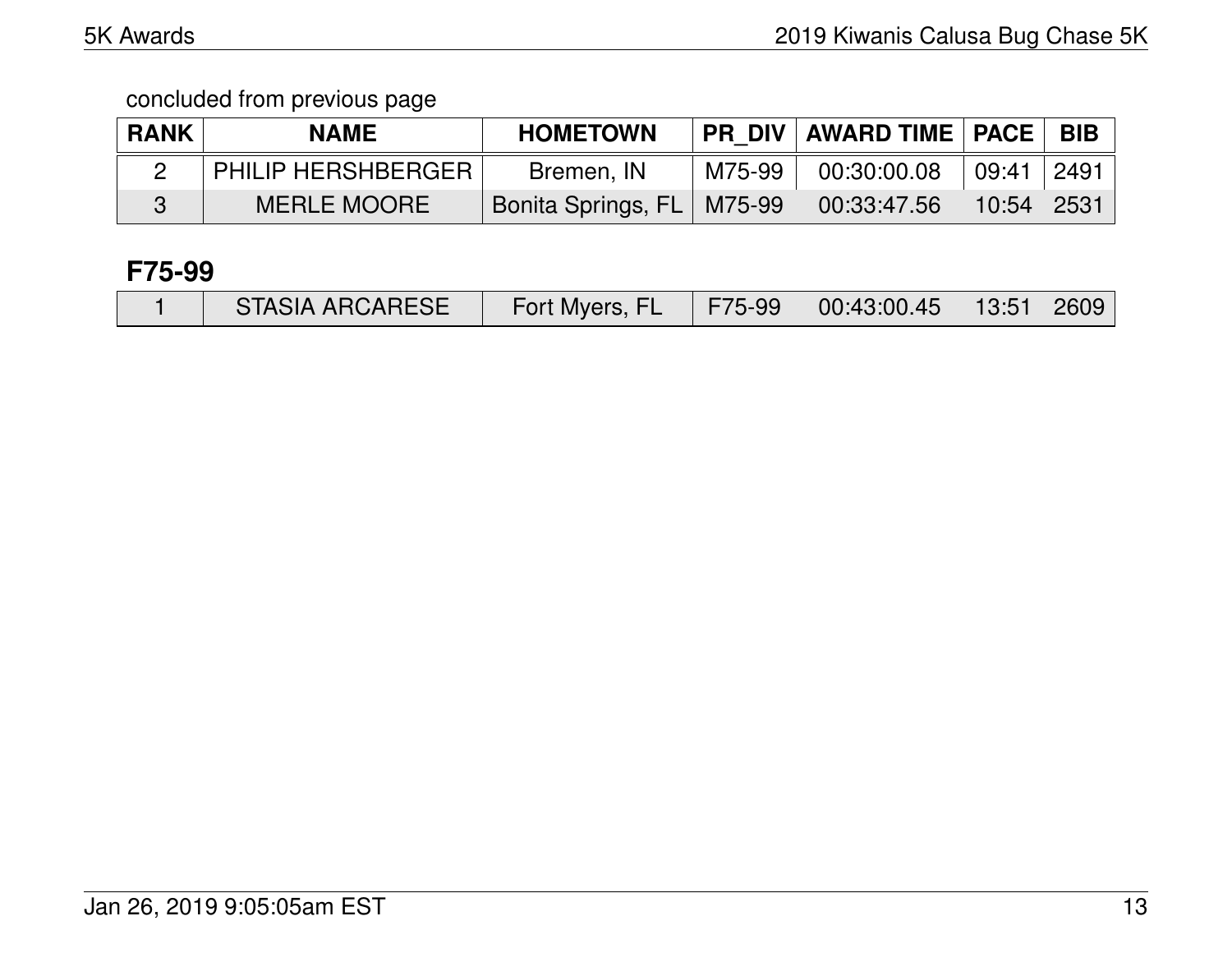concluded from previous page

| RANK | NAME | HOMETOWN | PR_DIV | AWARD TIME | PACE | BIB |
|---|---|---|---|---|---|---|
| 2 | PHILIP HERSHBERGER | Bremen, IN | M75-99 | 00:30:00.08 | 09:41 | 2491 |
| 3 | MERLE MOORE | Bonita Springs, FL | M75-99 | 00:33:47.56 | 10:54 | 2531 |

## F75-99

| RANK | NAME | HOMETOWN | PR_DIV | AWARD TIME | PACE | BIB |
|---|---|---|---|---|---|---|
| 1 | STASIA ARCARESE | Fort Myers, FL | F75-99 | 00:43:00.45 | 13:51 | 2609 |